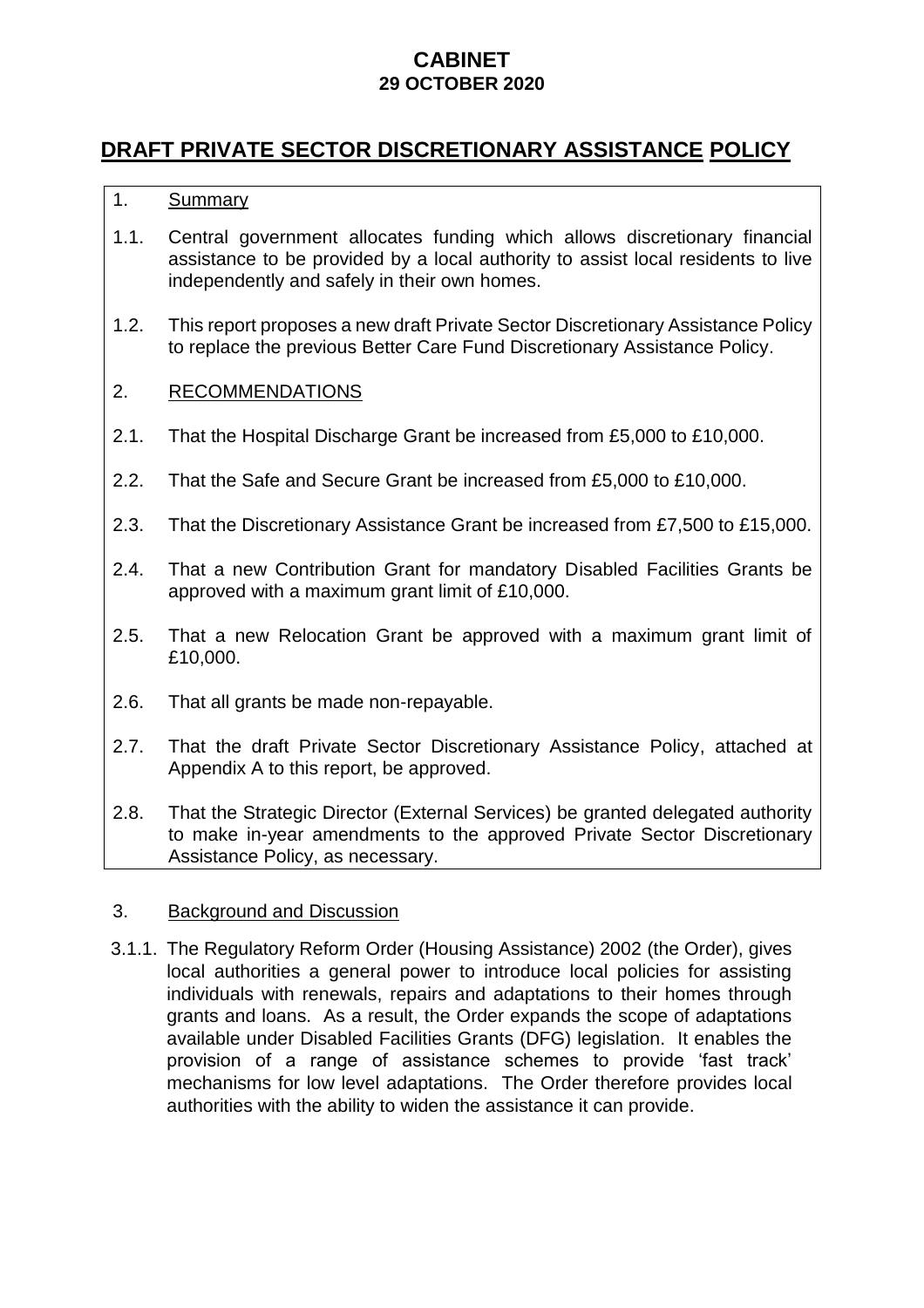**CABINET**
**29 OCTOBER 2020**

# DRAFT PRIVATE SECTOR DISCRETIONARY ASSISTANCE POLICY

## 1. Summary

1.1. Central government allocates funding which allows discretionary financial assistance to be provided by a local authority to assist local residents to live independently and safely in their own homes.

1.2. This report proposes a new draft Private Sector Discretionary Assistance Policy to replace the previous Better Care Fund Discretionary Assistance Policy.

## 2. RECOMMENDATIONS

2.1. That the Hospital Discharge Grant be increased from £5,000 to £10,000.

2.2. That the Safe and Secure Grant be increased from £5,000 to £10,000.

2.3. That the Discretionary Assistance Grant be increased from £7,500 to £15,000.

2.4. That a new Contribution Grant for mandatory Disabled Facilities Grants be approved with a maximum grant limit of £10,000.

2.5. That a new Relocation Grant be approved with a maximum grant limit of £10,000.

2.6. That all grants be made non-repayable.

2.7. That the draft Private Sector Discretionary Assistance Policy, attached at Appendix A to this report, be approved.

2.8. That the Strategic Director (External Services) be granted delegated authority to make in-year amendments to the approved Private Sector Discretionary Assistance Policy, as necessary.

## 3. Background and Discussion

3.1.1. The Regulatory Reform Order (Housing Assistance) 2002 (the Order), gives local authorities a general power to introduce local policies for assisting individuals with renewals, repairs and adaptations to their homes through grants and loans. As a result, the Order expands the scope of adaptations available under Disabled Facilities Grants (DFG) legislation. It enables the provision of a range of assistance schemes to provide 'fast track' mechanisms for low level adaptations. The Order therefore provides local authorities with the ability to widen the assistance it can provide.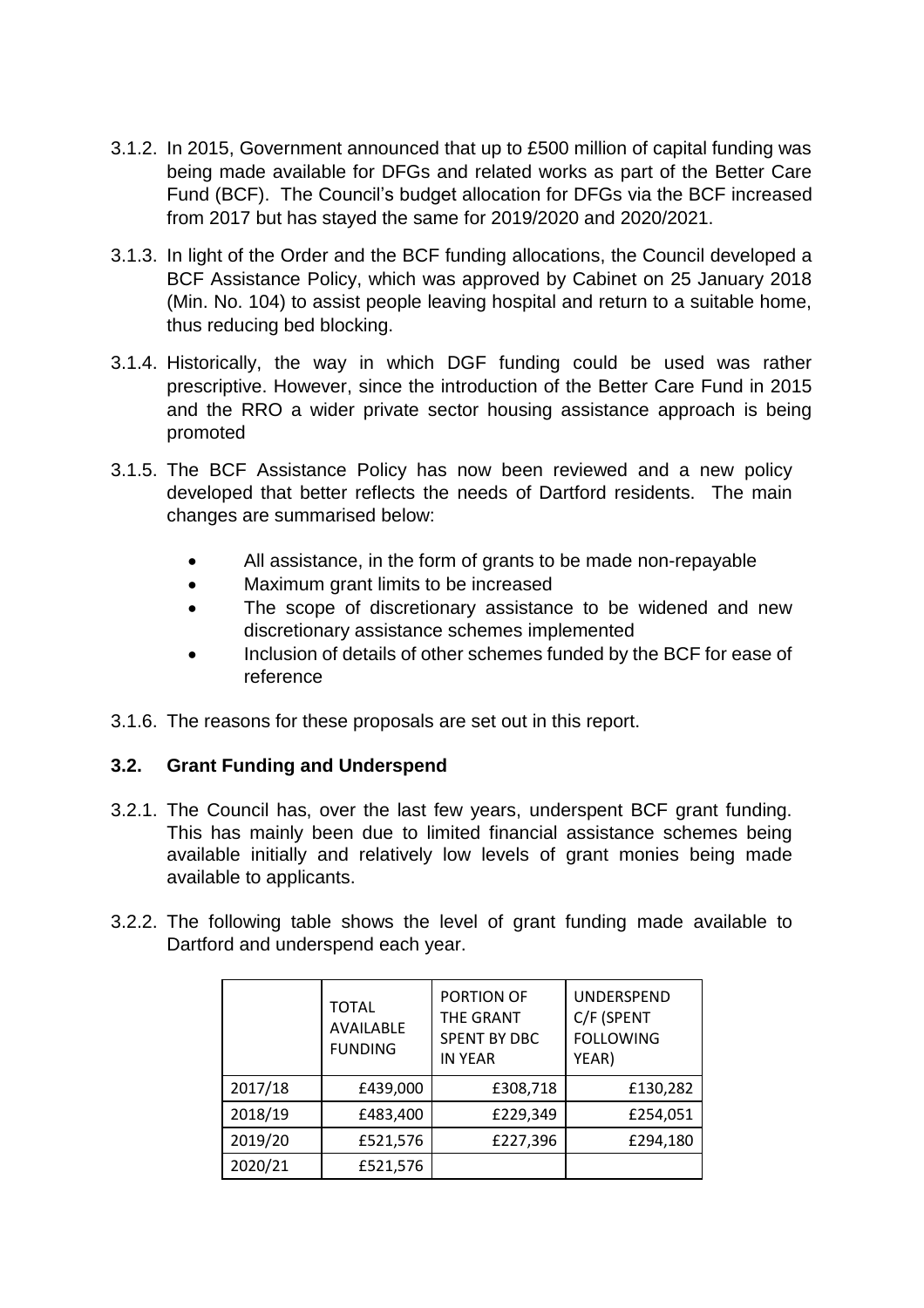3.1.2. In 2015, Government announced that up to £500 million of capital funding was being made available for DFGs and related works as part of the Better Care Fund (BCF). The Council's budget allocation for DFGs via the BCF increased from 2017 but has stayed the same for 2019/2020 and 2020/2021.

3.1.3. In light of the Order and the BCF funding allocations, the Council developed a BCF Assistance Policy, which was approved by Cabinet on 25 January 2018 (Min. No. 104) to assist people leaving hospital and return to a suitable home, thus reducing bed blocking.

3.1.4. Historically, the way in which DGF funding could be used was rather prescriptive. However, since the introduction of the Better Care Fund in 2015 and the RRO a wider private sector housing assistance approach is being promoted

3.1.5. The BCF Assistance Policy has now been reviewed and a new policy developed that better reflects the needs of Dartford residents. The main changes are summarised below:

- All assistance, in the form of grants to be made non-repayable
- Maximum grant limits to be increased
- The scope of discretionary assistance to be widened and new discretionary assistance schemes implemented
- Inclusion of details of other schemes funded by the BCF for ease of reference

3.1.6. The reasons for these proposals are set out in this report.

### 3.2. Grant Funding and Underspend

3.2.1. The Council has, over the last few years, underspent BCF grant funding. This has mainly been due to limited financial assistance schemes being available initially and relatively low levels of grant monies being made available to applicants.

3.2.2. The following table shows the level of grant funding made available to Dartford and underspend each year.

| | TOTAL AVAILABLE FUNDING | PORTION OF THE GRANT SPENT BY DBC IN YEAR | UNDERSPEND C/F (SPENT FOLLOWING YEAR) |
|---|---|---|---|
| 2017/18 | £439,000 | £308,718 | £130,282 |
| 2018/19 | £483,400 | £229,349 | £254,051 |
| 2019/20 | £521,576 | £227,396 | £294,180 |
| 2020/21 | £521,576 | | |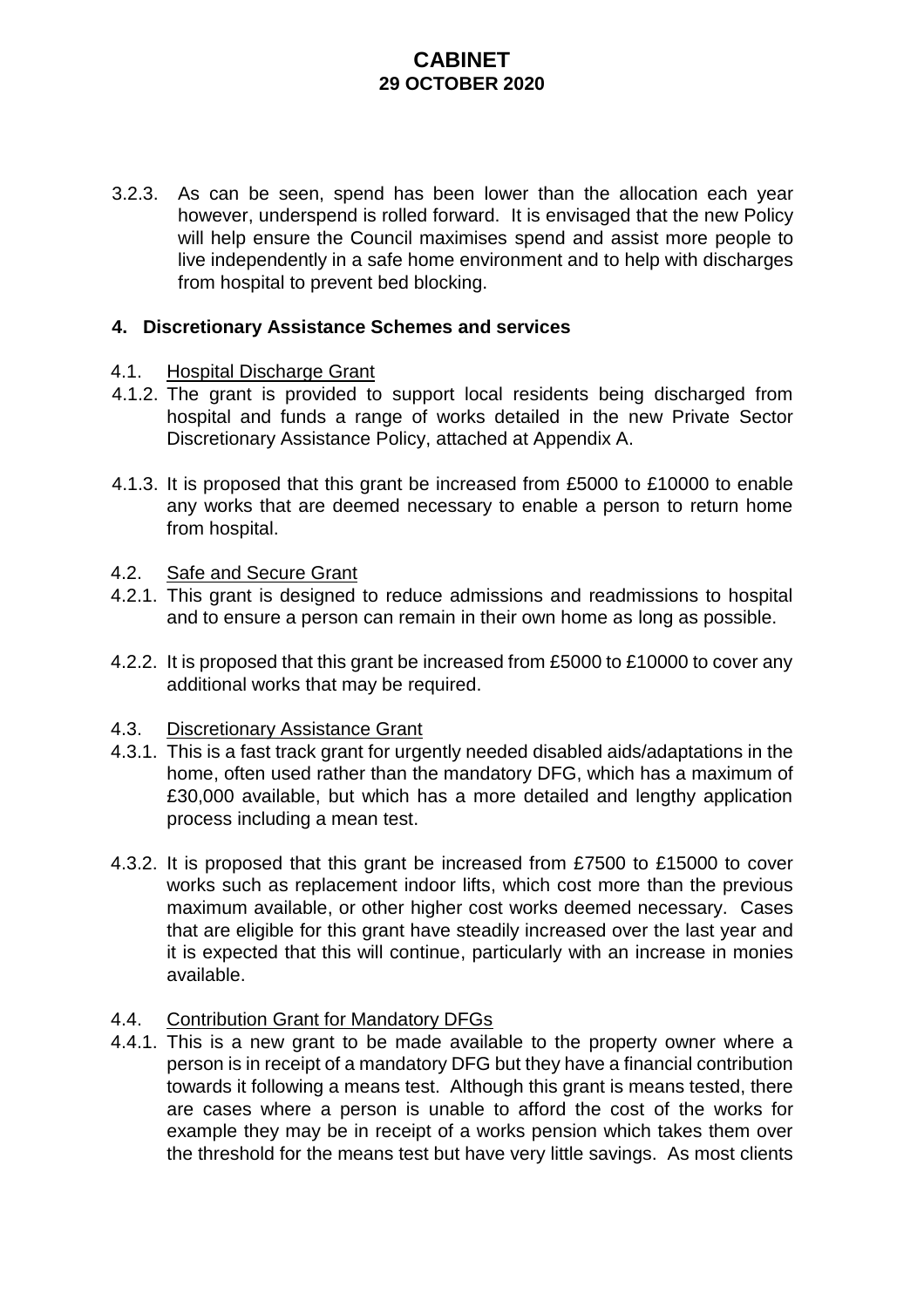3.2.3. As can be seen, spend has been lower than the allocation each year however, underspend is rolled forward. It is envisaged that the new Policy will help ensure the Council maximises spend and assist more people to live independently in a safe home environment and to help with discharges from hospital to prevent bed blocking.

## 4. Discretionary Assistance Schemes and services

4.1. Hospital Discharge Grant

4.1.2. The grant is provided to support local residents being discharged from hospital and funds a range of works detailed in the new Private Sector Discretionary Assistance Policy, attached at Appendix A.

4.1.3. It is proposed that this grant be increased from £5000 to £10000 to enable any works that are deemed necessary to enable a person to return home from hospital.

4.2. Safe and Secure Grant

4.2.1. This grant is designed to reduce admissions and readmissions to hospital and to ensure a person can remain in their own home as long as possible.

4.2.2. It is proposed that this grant be increased from £5000 to £10000 to cover any additional works that may be required.

4.3. Discretionary Assistance Grant

4.3.1. This is a fast track grant for urgently needed disabled aids/adaptations in the home, often used rather than the mandatory DFG, which has a maximum of £30,000 available, but which has a more detailed and lengthy application process including a mean test.

4.3.2. It is proposed that this grant be increased from £7500 to £15000 to cover works such as replacement indoor lifts, which cost more than the previous maximum available, or other higher cost works deemed necessary. Cases that are eligible for this grant have steadily increased over the last year and it is expected that this will continue, particularly with an increase in monies available.

4.4. Contribution Grant for Mandatory DFGs

4.4.1. This is a new grant to be made available to the property owner where a person is in receipt of a mandatory DFG but they have a financial contribution towards it following a means test. Although this grant is means tested, there are cases where a person is unable to afford the cost of the works for example they may be in receipt of a works pension which takes them over the threshold for the means test but have very little savings. As most clients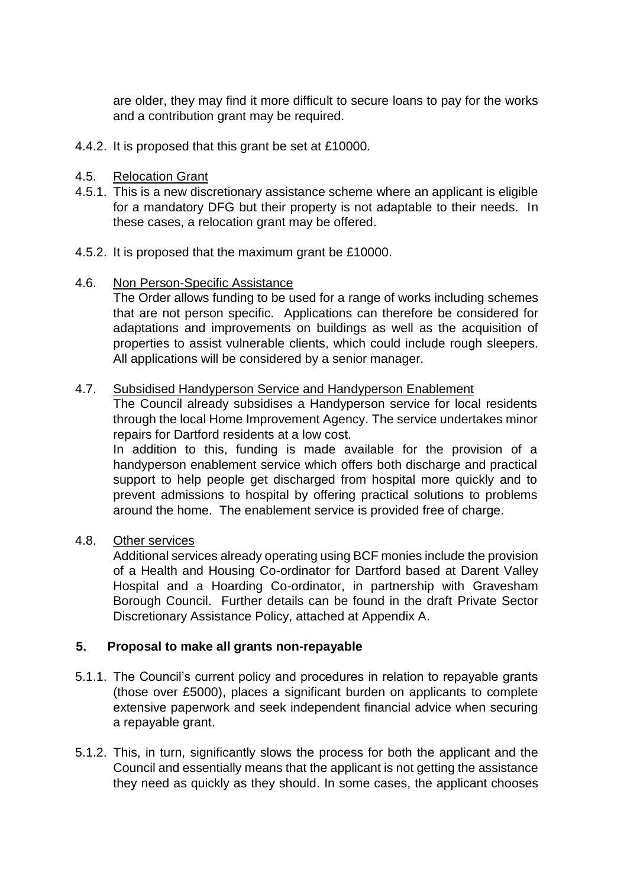are older, they may find it more difficult to secure loans to pay for the works and a contribution grant may be required.

4.4.2. It is proposed that this grant be set at £10000.

4.5. Relocation Grant

4.5.1. This is a new discretionary assistance scheme where an applicant is eligible for a mandatory DFG but their property is not adaptable to their needs. In these cases, a relocation grant may be offered.

4.5.2. It is proposed that the maximum grant be £10000.

4.6. Non Person-Specific Assistance

The Order allows funding to be used for a range of works including schemes that are not person specific. Applications can therefore be considered for adaptations and improvements on buildings as well as the acquisition of properties to assist vulnerable clients, which could include rough sleepers. All applications will be considered by a senior manager.

4.7. Subsidised Handyperson Service and Handyperson Enablement

The Council already subsidises a Handyperson service for local residents through the local Home Improvement Agency. The service undertakes minor repairs for Dartford residents at a low cost.

In addition to this, funding is made available for the provision of a handyperson enablement service which offers both discharge and practical support to help people get discharged from hospital more quickly and to prevent admissions to hospital by offering practical solutions to problems around the home. The enablement service is provided free of charge.

4.8. Other services

Additional services already operating using BCF monies include the provision of a Health and Housing Co-ordinator for Dartford based at Darent Valley Hospital and a Hoarding Co-ordinator, in partnership with Gravesham Borough Council. Further details can be found in the draft Private Sector Discretionary Assistance Policy, attached at Appendix A.

## 5. Proposal to make all grants non-repayable

5.1.1. The Council's current policy and procedures in relation to repayable grants (those over £5000), places a significant burden on applicants to complete extensive paperwork and seek independent financial advice when securing a repayable grant.

5.1.2. This, in turn, significantly slows the process for both the applicant and the Council and essentially means that the applicant is not getting the assistance they need as quickly as they should. In some cases, the applicant chooses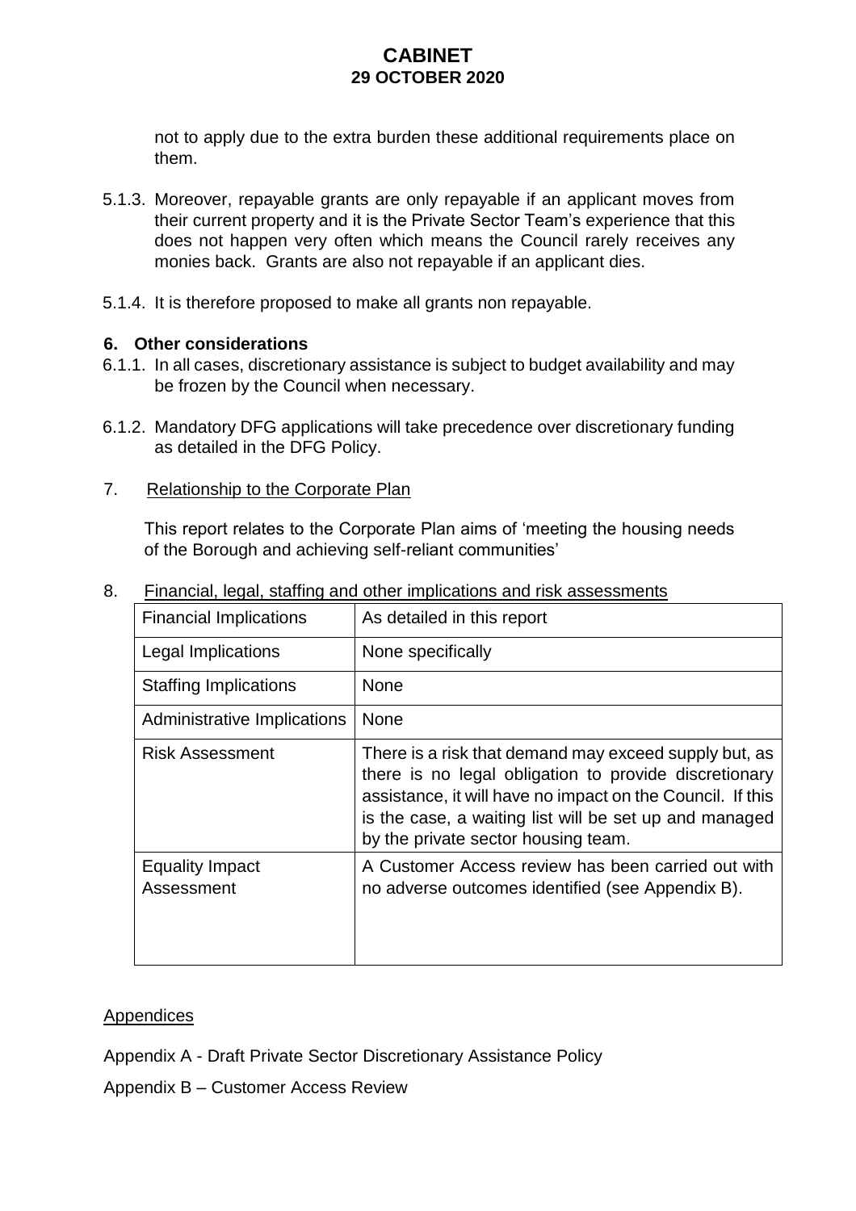not to apply due to the extra burden these additional requirements place on them.

5.1.3. Moreover, repayable grants are only repayable if an applicant moves from their current property and it is the Private Sector Team's experience that this does not happen very often which means the Council rarely receives any monies back. Grants are also not repayable if an applicant dies.

5.1.4. It is therefore proposed to make all grants non repayable.

## 6. Other considerations

6.1.1. In all cases, discretionary assistance is subject to budget availability and may be frozen by the Council when necessary.

6.1.2. Mandatory DFG applications will take precedence over discretionary funding as detailed in the DFG Policy.

## 7. Relationship to the Corporate Plan

This report relates to the Corporate Plan aims of 'meeting the housing needs of the Borough and achieving self-reliant communities'

## 8. Financial, legal, staffing and other implications and risk assessments

| Financial Implications | As detailed in this report |
|---|---|
| Legal Implications | None specifically |
| Staffing Implications | None |
| Administrative Implications | None |
| Risk Assessment | There is a risk that demand may exceed supply but, as there is no legal obligation to provide discretionary assistance, it will have no impact on the Council. If this is the case, a waiting list will be set up and managed by the private sector housing team. |
| Equality Impact Assessment | A Customer Access review has been carried out with no adverse outcomes identified (see Appendix B). |

Appendices

Appendix A - Draft Private Sector Discretionary Assistance Policy

Appendix B – Customer Access Review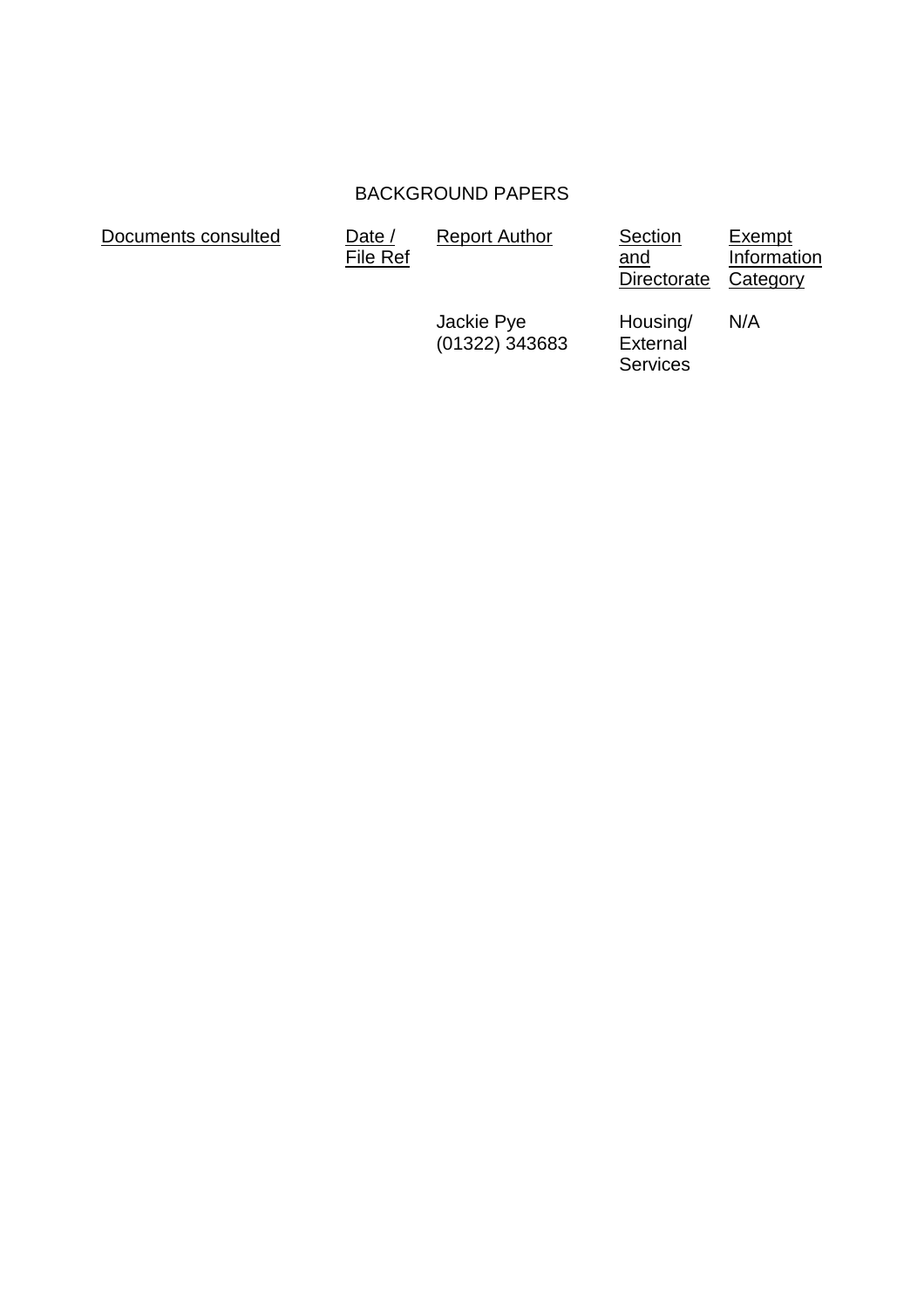BACKGROUND PAPERS

| Documents consulted | Date / File Ref | Report Author | Section and Directorate | Exempt Information Category |
| --- | --- | --- | --- | --- |
| | | Jackie Pye (01322) 343683 | Housing/ External Services | N/A |